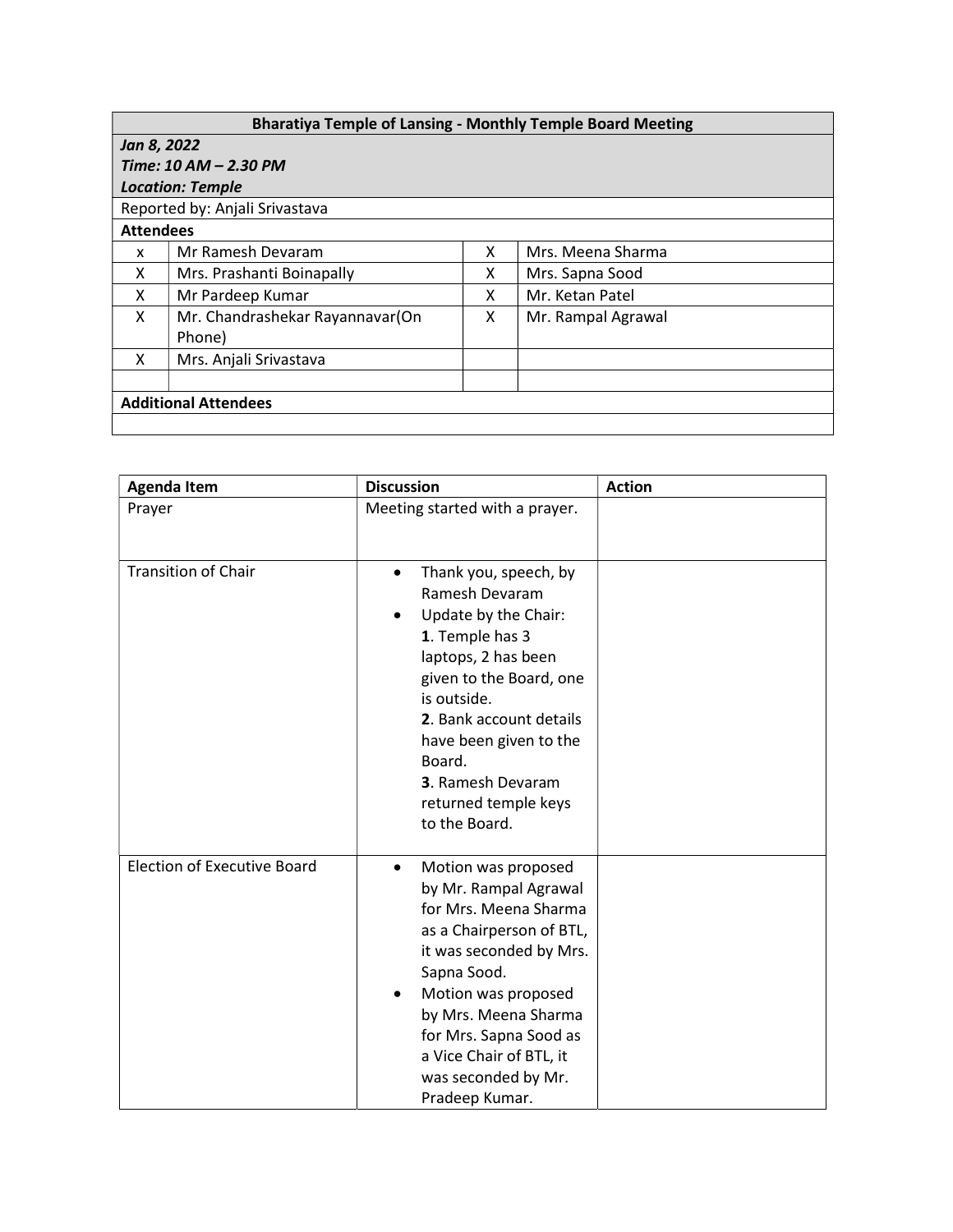| Bharatiya Temple of Lansing - Monthly Temple Board Meeting | | | |
|---|---|---|---|
| ***Jan 8, 2022*** <br> ***Time: 10 AM – 2.30 PM*** <br> ***Location: Temple*** | | | |
| Reported by: Anjali Srivastava | | | |
| **Attendees** | | | |
| x | Mr Ramesh Devaram | X | Mrs. Meena Sharma |
| X | Mrs. Prashanti Boinapally | X | Mrs. Sapna Sood |
| X | Mr Pardeep Kumar | X | Mr. Ketan Patel |
| X | Mr. Chandrashekar Rayannavar(On Phone) | X | Mr. Rampal Agrawal |
| X | Mrs. Anjali Srivastava | | |
| | | | |
| **Additional Attendees** | | | |
| | | | |

| Agenda Item | Discussion | Action |
|---|---|---|
| Prayer | Meeting started with a prayer. | |
| Transition of Chair | • Thank you, speech, by Ramesh Devaram <br> • Update by the Chair: <br> **1**. Temple has 3 laptops, 2 has been given to the Board, one is outside. <br> **2**. Bank account details have been given to the Board. <br> **3**. Ramesh Devaram returned temple keys to the Board. | |
| Election of Executive Board | • Motion was proposed by Mr. Rampal Agrawal for Mrs. Meena Sharma as a Chairperson of BTL, it was seconded by Mrs. Sapna Sood. <br> • Motion was proposed by Mrs. Meena Sharma for Mrs. Sapna Sood as a Vice Chair of BTL, it was seconded by Mr. Pradeep Kumar. | |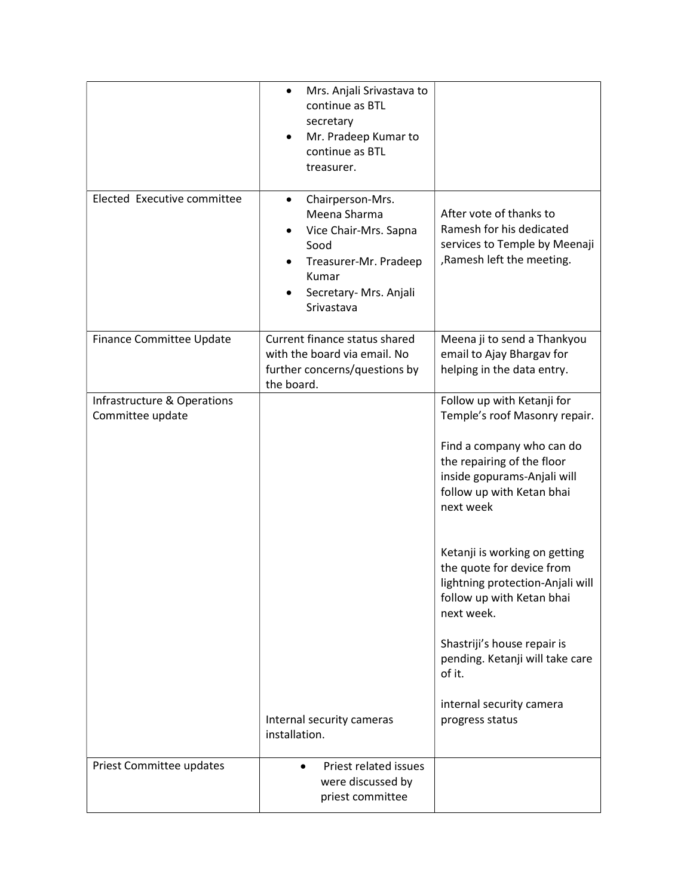| | | |
|---|---|---|
| | • Mrs. Anjali Srivastava to continue as BTL secretary<br>• Mr. Pradeep Kumar to continue as BTL treasurer. | |
| Elected Executive committee | • Chairperson-Mrs. Meena Sharma<br>• Vice Chair-Mrs. Sapna Sood<br>• Treasurer-Mr. Pradeep Kumar<br>• Secretary- Mrs. Anjali Srivastava | After vote of thanks to Ramesh for his dedicated services to Temple by Meenaji ,Ramesh left the meeting. |
| Finance Committee Update | Current finance status shared with the board via email. No further concerns/questions by the board. | Meena ji to send a Thankyou email to Ajay Bhargav for helping in the data entry. |
| Infrastructure & Operations Committee update | Internal security cameras installation. | Follow up with Ketanji for Temple's roof Masonry repair.<br><br>Find a company who can do the repairing of the floor inside gopurams-Anjali will follow up with Ketan bhai next week<br><br>Ketanji is working on getting the quote for device from lightning protection-Anjali will follow up with Ketan bhai next week.<br><br>Shastriji's house repair is pending. Ketanji will take care of it.<br><br>internal security camera progress status |
| Priest Committee updates | • Priest related issues were discussed by priest committee | |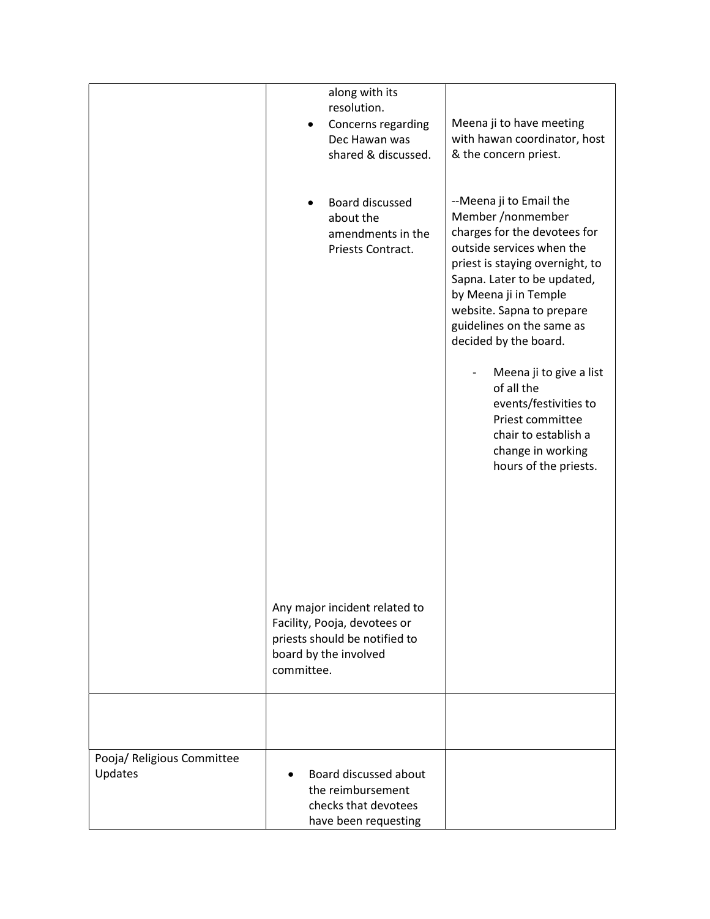| | | |
|---|---|---|
| | along with its resolution.<br>• Concerns regarding Dec Hawan was shared & discussed.<br><br>• Board discussed about the amendments in the Priests Contract.<br><br>Any major incident related to Facility, Pooja, devotees or priests should be notified to board by the involved committee. | Meena ji to have meeting with hawan coordinator, host & the concern priest.<br><br>--Meena ji to Email the Member /nonmember charges for the devotees for outside services when the priest is staying overnight, to Sapna. Later to be updated, by Meena ji in Temple website. Sapna to prepare guidelines on the same as decided by the board.<br><br>- Meena ji to give a list of all the events/festivities to Priest committee chair to establish a change in working hours of the priests. |
| | | |
| Pooja/ Religious Committee Updates | • Board discussed about the reimbursement checks that devotees have been requesting | |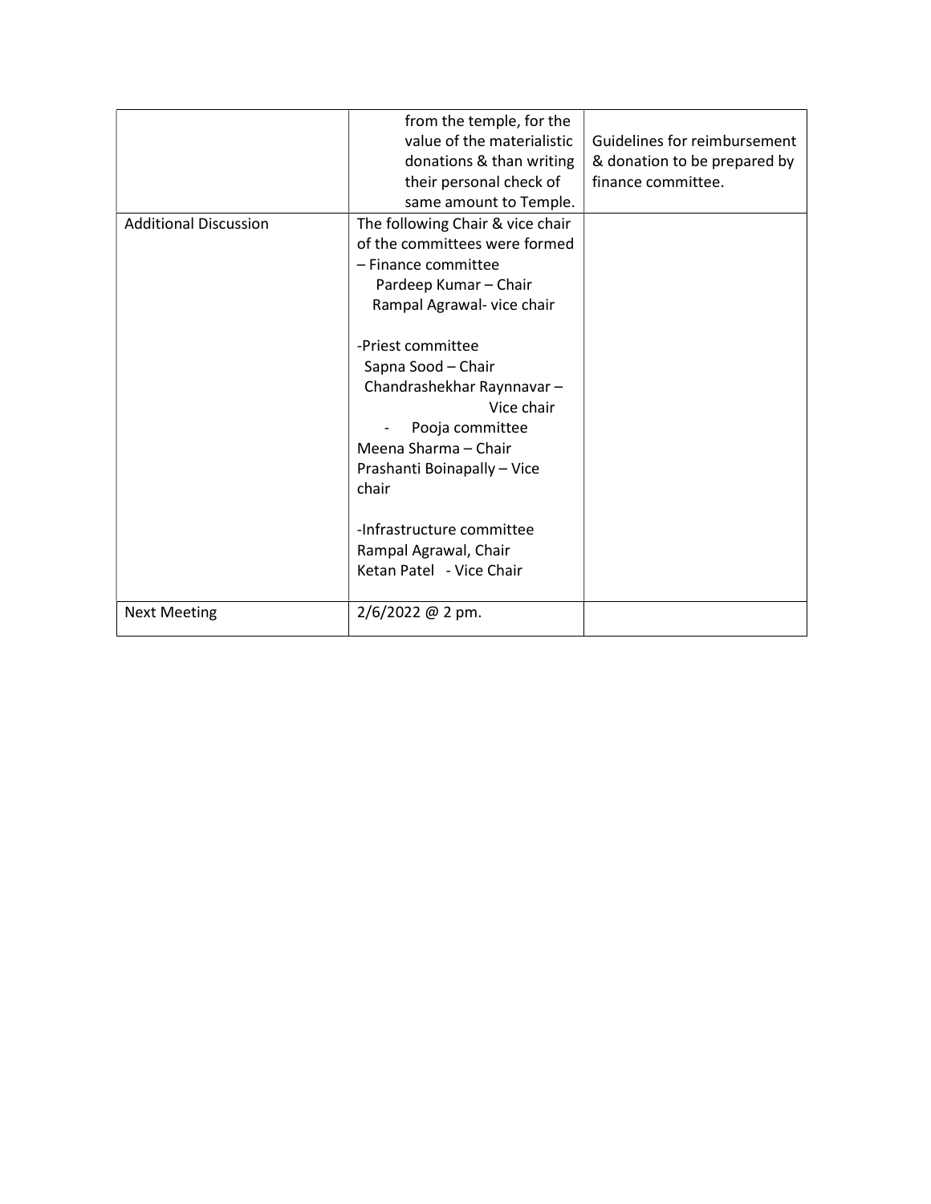| | | |
|---|---|---|
| | from the temple, for the value of the materialistic donations & than writing their personal check of same amount to Temple. | Guidelines for reimbursement & donation to be prepared by finance committee. |
| Additional Discussion | The following Chair & vice chair of the committees were formed<br>– Finance committee<br>Pardeep Kumar – Chair<br>Rampal Agrawal- vice chair<br><br>-Priest committee<br>Sapna Sood – Chair<br>Chandrashekhar Raynnavar – Vice chair<br>- Pooja committee<br>Meena Sharma – Chair<br>Prashanti Boinapally – Vice chair<br><br>-Infrastructure committee<br>Rampal Agrawal, Chair<br>Ketan Patel - Vice Chair | |
| Next Meeting | 2/6/2022 @ 2 pm. | |